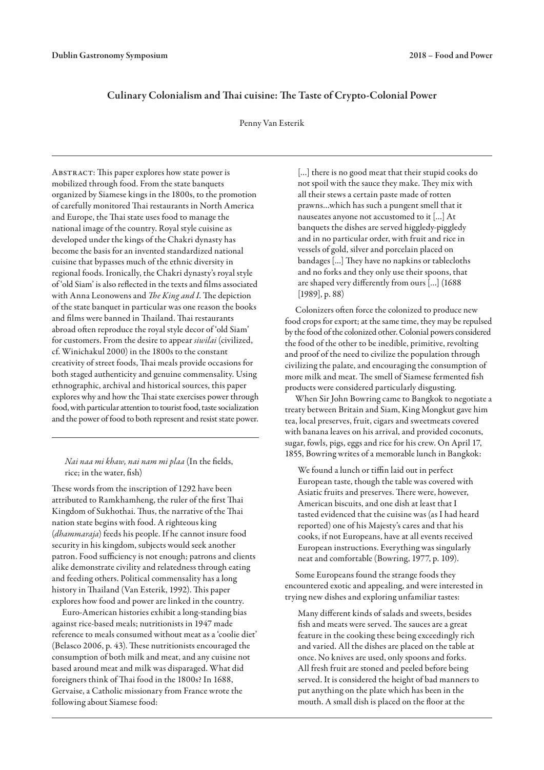# Culinary Colonialism and Thai cuisine: The Taste of Crypto-Colonial Power

Penny Van Esterik

ABSTRACT: This paper explores how state power is mobilized through food. From the state banquets organized by Siamese kings in the 1800s, to the promotion of carefully monitored Thai restaurants in North America and Europe, the Thai state uses food to manage the national image of the country. Royal style cuisine as developed under the kings of the Chakri dynasty has become the basis for an invented standardized national cuisine that bypasses much of the ethnic diversity in regional foods. Ironically, the Chakri dynasty's royal style of 'old Siam' is also reflected in the texts and films associated with Anna Leonowens and *The King and I*. The depiction of the state banquet in particular was one reason the books and films were banned in Thailand. Thai restaurants abroad often reproduce the royal style decor of 'old Siam' for customers. From the desire to appear *siwilai* (civilized, cf. Winichakul 2000) in the 1800s to the constant creativity of street foods, Thai meals provide occasions for both staged authenticity and genuine commensality. Using ethnographic, archival and historical sources, this paper explores why and how the Thai state exercises power through food, with particular attention to tourist food, taste socialization and the power of food to both represent and resist state power.

---

> *Nai naa mi khaw, nai nam mi plaa* (In the fields, rice; in the water, fish)

These words from the inscription of 1292 have been attributed to Ramkhamheng, the ruler of the first Thai Kingdom of Sukhothai. Thus, the narrative of the Thai nation state begins with food. A righteous king (*dhammaraja*) feeds his people. If he cannot insure food security in his kingdom, subjects would seek another patron. Food sufficiency is not enough; patrons and clients alike demonstrate civility and relatedness through eating and feeding others. Political commensality has a long history in Thailand (Van Esterik, 1992). This paper explores how food and power are linked in the country.

Euro-American histories exhibit a long-standing bias against rice-based meals; nutritionists in 1947 made reference to meals consumed without meat as a 'coolie diet' (Belasco 2006, p. 43). These nutritionists encouraged the consumption of both milk and meat, and any cuisine not based around meat and milk was disparaged. What did foreigners think of Thai food in the 1800s? In 1688, Gervaise, a Catholic missionary from France wrote the following about Siamese food:

> [...] there is no good meat that their stupid cooks do not spoil with the sauce they make. They mix with all their stews a certain paste made of rotten prawns...which has such a pungent smell that it nauseates anyone not accustomed to it [...] At banquets the dishes are served higgledy-piggledy and in no particular order, with fruit and rice in vessels of gold, silver and porcelain placed on bandages [...] They have no napkins or tablecloths and no forks and they only use their spoons, that are shaped very differently from ours [...] (1688 [1989], p. 88)

Colonizers often force the colonized to produce new food crops for export; at the same time, they may be repulsed by the food of the colonized other. Colonial powers considered the food of the other to be inedible, primitive, revolting and proof of the need to civilize the population through civilizing the palate, and encouraging the consumption of more milk and meat. The smell of Siamese fermented fish products were considered particularly disgusting.

When Sir John Bowring came to Bangkok to negotiate a treaty between Britain and Siam, King Mongkut gave him tea, local preserves, fruit, cigars and sweetmeats covered with banana leaves on his arrival, and provided coconuts, sugar, fowls, pigs, eggs and rice for his crew. On April 17, 1855, Bowring writes of a memorable lunch in Bangkok:

> We found a lunch or tiffin laid out in perfect European taste, though the table was covered with Asiatic fruits and preserves. There were, however, American biscuits, and one dish at least that I tasted evidenced that the cuisine was (as I had heard reported) one of his Majesty's cares and that his cooks, if not Europeans, have at all events received European instructions. Everything was singularly neat and comfortable (Bowring, 1977, p. 109).

Some Europeans found the strange foods they encountered exotic and appealing, and were interested in trying new dishes and exploring unfamiliar tastes:

> Many different kinds of salads and sweets, besides fish and meats were served. The sauces are a great feature in the cooking these being exceedingly rich and varied. All the dishes are placed on the table at once. No knives are used, only spoons and forks. All fresh fruit are stoned and peeled before being served. It is considered the height of bad manners to put anything on the plate which has been in the mouth. A small dish is placed on the floor at the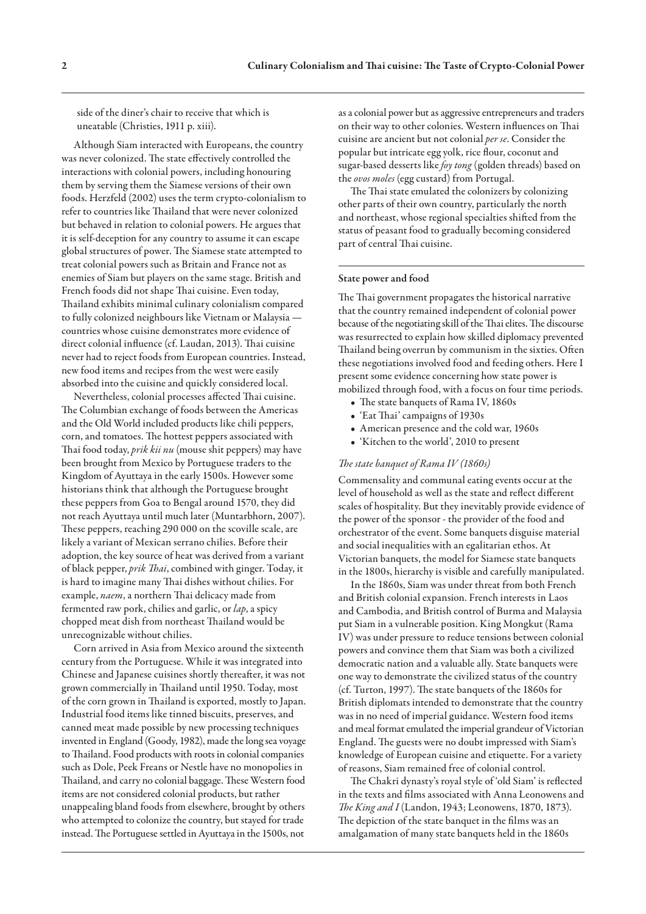side of the diner's chair to receive that which is uneatable (Christies, 1911 p. xiii).

Although Siam interacted with Europeans, the country was never colonized. The state effectively controlled the interactions with colonial powers, including honouring them by serving them the Siamese versions of their own foods. Herzfeld (2002) uses the term crypto-colonialism to refer to countries like Thailand that were never colonized but behaved in relation to colonial powers. He argues that it is self-deception for any country to assume it can escape global structures of power. The Siamese state attempted to treat colonial powers such as Britain and France not as enemies of Siam but players on the same stage. British and French foods did not shape Thai cuisine. Even today, Thailand exhibits minimal culinary colonialism compared to fully colonized neighbours like Vietnam or Malaysia — countries whose cuisine demonstrates more evidence of direct colonial influence (cf. Laudan, 2013). Thai cuisine never had to reject foods from European countries. Instead, new food items and recipes from the west were easily absorbed into the cuisine and quickly considered local.

Nevertheless, colonial processes affected Thai cuisine. The Columbian exchange of foods between the Americas and the Old World included products like chili peppers, corn, and tomatoes. The hottest peppers associated with Thai food today, *prik kii nu* (mouse shit peppers) may have been brought from Mexico by Portuguese traders to the Kingdom of Ayuttaya in the early 1500s. However some historians think that although the Portuguese brought these peppers from Goa to Bengal around 1570, they did not reach Ayuttaya until much later (Muntarbhorn, 2007). These peppers, reaching 290 000 on the scoville scale, are likely a variant of Mexican serrano chilies. Before their adoption, the key source of heat was derived from a variant of black pepper, *prik Thai*, combined with ginger. Today, it is hard to imagine many Thai dishes without chilies. For example, *naem*, a northern Thai delicacy made from fermented raw pork, chilies and garlic, or *lap*, a spicy chopped meat dish from northeast Thailand would be unrecognizable without chilies.

Corn arrived in Asia from Mexico around the sixteenth century from the Portuguese. While it was integrated into Chinese and Japanese cuisines shortly thereafter, it was not grown commercially in Thailand until 1950. Today, most of the corn grown in Thailand is exported, mostly to Japan. Industrial food items like tinned biscuits, preserves, and canned meat made possible by new processing techniques invented in England (Goody, 1982), made the long sea voyage to Thailand. Food products with roots in colonial companies such as Dole, Peek Freans or Nestle have no monopolies in Thailand, and carry no colonial baggage. These Western food items are not considered colonial products, but rather unappealing bland foods from elsewhere, brought by others who attempted to colonize the country, but stayed for trade instead. The Portuguese settled in Ayuttaya in the 1500s, not as a colonial power but as aggressive entrepreneurs and traders on their way to other colonies. Western influences on Thai cuisine are ancient but not colonial *per se*. Consider the popular but intricate egg yolk, rice flour, coconut and sugar-based desserts like *foy tong* (golden threads) based on the *ovos moles* (egg custard) from Portugal.

The Thai state emulated the colonizers by colonizing other parts of their own country, particularly the north and northeast, whose regional specialties shifted from the status of peasant food to gradually becoming considered part of central Thai cuisine.

## State power and food

The Thai government propagates the historical narrative that the country remained independent of colonial power because of the negotiating skill of the Thai elites. The discourse was resurrected to explain how skilled diplomacy prevented Thailand being overrun by communism in the sixties. Often these negotiations involved food and feeding others. Here I present some evidence concerning how state power is mobilized through food, with a focus on four time periods.

- The state banquets of Rama IV, 1860s
- 'Eat Thai' campaigns of 1930s
- American presence and the cold war, 1960s
- 'Kitchen to the world', 2010 to present

### *The state banquet of Rama IV (1860s)*

Commensality and communal eating events occur at the level of household as well as the state and reflect different scales of hospitality. But they inevitably provide evidence of the power of the sponsor - the provider of the food and orchestrator of the event. Some banquets disguise material and social inequalities with an egalitarian ethos. At Victorian banquets, the model for Siamese state banquets in the 1800s, hierarchy is visible and carefully manipulated.

In the 1860s, Siam was under threat from both French and British colonial expansion. French interests in Laos and Cambodia, and British control of Burma and Malaysia put Siam in a vulnerable position. King Mongkut (Rama IV) was under pressure to reduce tensions between colonial powers and convince them that Siam was both a civilized democratic nation and a valuable ally. State banquets were one way to demonstrate the civilized status of the country (cf. Turton, 1997). The state banquets of the 1860s for British diplomats intended to demonstrate that the country was in no need of imperial guidance. Western food items and meal format emulated the imperial grandeur of Victorian England. The guests were no doubt impressed with Siam's knowledge of European cuisine and etiquette. For a variety of reasons, Siam remained free of colonial control.

The Chakri dynasty's royal style of 'old Siam' is reflected in the texts and films associated with Anna Leonowens and *The King and I* (Landon, 1943; Leonowens, 1870, 1873). The depiction of the state banquet in the films was an amalgamation of many state banquets held in the 1860s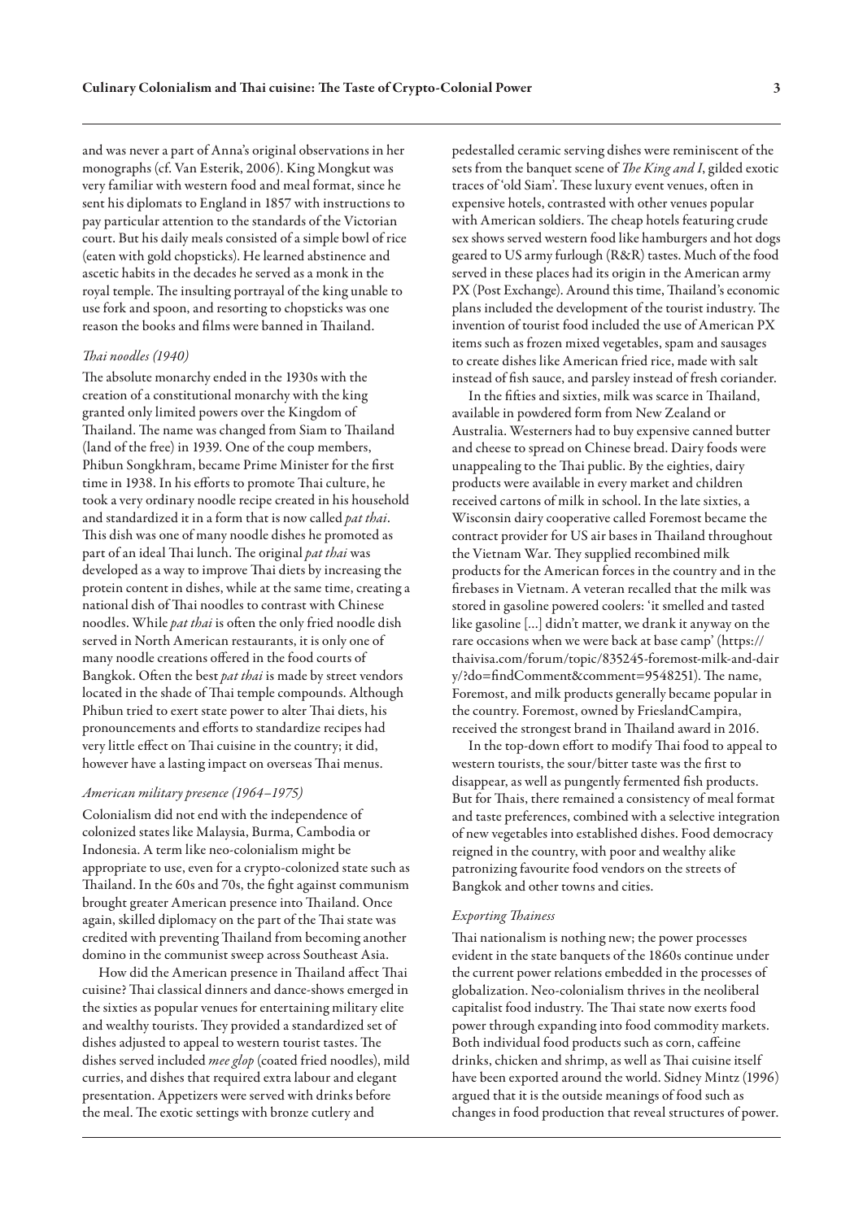and was never a part of Anna's original observations in her monographs (cf. Van Esterik, 2006). King Mongkut was very familiar with western food and meal format, since he sent his diplomats to England in 1857 with instructions to pay particular attention to the standards of the Victorian court. But his daily meals consisted of a simple bowl of rice (eaten with gold chopsticks). He learned abstinence and ascetic habits in the decades he served as a monk in the royal temple. The insulting portrayal of the king unable to use fork and spoon, and resorting to chopsticks was one reason the books and films were banned in Thailand.

### *Thai noodles (1940)*

The absolute monarchy ended in the 1930s with the creation of a constitutional monarchy with the king granted only limited powers over the Kingdom of Thailand. The name was changed from Siam to Thailand (land of the free) in 1939. One of the coup members, Phibun Songkhram, became Prime Minister for the first time in 1938. In his efforts to promote Thai culture, he took a very ordinary noodle recipe created in his household and standardized it in a form that is now called *pat thai*. This dish was one of many noodle dishes he promoted as part of an ideal Thai lunch. The original *pat thai* was developed as a way to improve Thai diets by increasing the protein content in dishes, while at the same time, creating a national dish of Thai noodles to contrast with Chinese noodles. While *pat thai* is often the only fried noodle dish served in North American restaurants, it is only one of many noodle creations offered in the food courts of Bangkok. Often the best *pat thai* is made by street vendors located in the shade of Thai temple compounds. Although Phibun tried to exert state power to alter Thai diets, his pronouncements and efforts to standardize recipes had very little effect on Thai cuisine in the country; it did, however have a lasting impact on overseas Thai menus.

### *American military presence (1964–1975)*

Colonialism did not end with the independence of colonized states like Malaysia, Burma, Cambodia or Indonesia. A term like neo-colonialism might be appropriate to use, even for a crypto-colonized state such as Thailand. In the 60s and 70s, the fight against communism brought greater American presence into Thailand. Once again, skilled diplomacy on the part of the Thai state was credited with preventing Thailand from becoming another domino in the communist sweep across Southeast Asia.

How did the American presence in Thailand affect Thai cuisine? Thai classical dinners and dance-shows emerged in the sixties as popular venues for entertaining military elite and wealthy tourists. They provided a standardized set of dishes adjusted to appeal to western tourist tastes. The dishes served included *mee glop* (coated fried noodles), mild curries, and dishes that required extra labour and elegant presentation. Appetizers were served with drinks before the meal. The exotic settings with bronze cutlery and pedestalled ceramic serving dishes were reminiscent of the sets from the banquet scene of *The King and I*, gilded exotic traces of 'old Siam'. These luxury event venues, often in expensive hotels, contrasted with other venues popular with American soldiers. The cheap hotels featuring crude sex shows served western food like hamburgers and hot dogs geared to US army furlough (R&R) tastes. Much of the food served in these places had its origin in the American army PX (Post Exchange). Around this time, Thailand's economic plans included the development of the tourist industry. The invention of tourist food included the use of American PX items such as frozen mixed vegetables, spam and sausages to create dishes like American fried rice, made with salt instead of fish sauce, and parsley instead of fresh coriander.

In the fifties and sixties, milk was scarce in Thailand, available in powdered form from New Zealand or Australia. Westerners had to buy expensive canned butter and cheese to spread on Chinese bread. Dairy foods were unappealing to the Thai public. By the eighties, dairy products were available in every market and children received cartons of milk in school. In the late sixties, a Wisconsin dairy cooperative called Foremost became the contract provider for US air bases in Thailand throughout the Vietnam War. They supplied recombined milk products for the American forces in the country and in the firebases in Vietnam. A veteran recalled that the milk was stored in gasoline powered coolers: 'it smelled and tasted like gasoline […] didn't matter, we drank it anyway on the rare occasions when we were back at base camp' (https://thaivisa.com/forum/topic/835245-foremost-milk-and-dairy/?do=findComment&comment=9548251). The name, Foremost, and milk products generally became popular in the country. Foremost, owned by FrieslandCampira, received the strongest brand in Thailand award in 2016.

In the top-down effort to modify Thai food to appeal to western tourists, the sour/bitter taste was the first to disappear, as well as pungently fermented fish products. But for Thais, there remained a consistency of meal format and taste preferences, combined with a selective integration of new vegetables into established dishes. Food democracy reigned in the country, with poor and wealthy alike patronizing favourite food vendors on the streets of Bangkok and other towns and cities.

### *Exporting Thainess*

Thai nationalism is nothing new; the power processes evident in the state banquets of the 1860s continue under the current power relations embedded in the processes of globalization. Neo-colonialism thrives in the neoliberal capitalist food industry. The Thai state now exerts food power through expanding into food commodity markets. Both individual food products such as corn, caffeine drinks, chicken and shrimp, as well as Thai cuisine itself have been exported around the world. Sidney Mintz (1996) argued that it is the outside meanings of food such as changes in food production that reveal structures of power.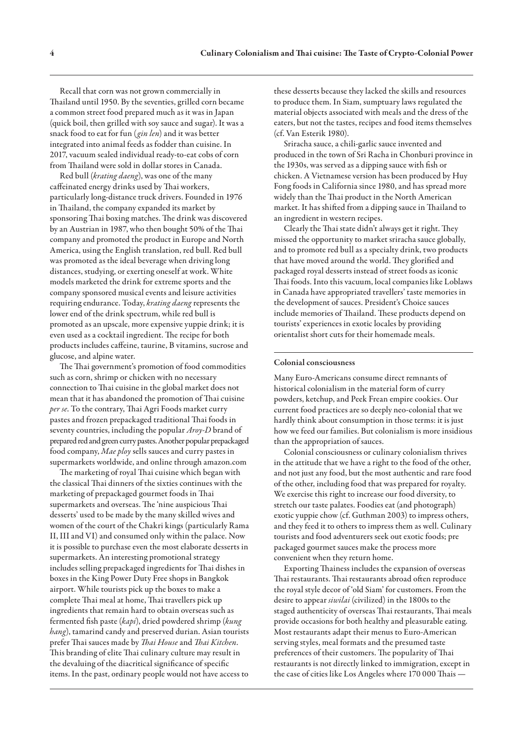Recall that corn was not grown commercially in Thailand until 1950. By the seventies, grilled corn became a common street food prepared much as it was in Japan (quick boil, then grilled with soy sauce and sugar). It was a snack food to eat for fun (*gin len*) and it was better integrated into animal feeds as fodder than cuisine. In 2017, vacuum sealed individual ready-to-eat cobs of corn from Thailand were sold in dollar stores in Canada.

Red bull (*krating daeng*), was one of the many caffeinated energy drinks used by Thai workers, particularly long-distance truck drivers. Founded in 1976 in Thailand, the company expanded its market by sponsoring Thai boxing matches. The drink was discovered by an Austrian in 1987, who then bought 50% of the Thai company and promoted the product in Europe and North America, using the English translation, red bull. Red bull was promoted as the ideal beverage when driving long distances, studying, or exerting oneself at work. White models marketed the drink for extreme sports and the company sponsored musical events and leisure activities requiring endurance. Today, *krating daeng* represents the lower end of the drink spectrum, while red bull is promoted as an upscale, more expensive yuppie drink; it is even used as a cocktail ingredient. The recipe for both products includes caffeine, taurine, B vitamins, sucrose and glucose, and alpine water.

The Thai government's promotion of food commodities such as corn, shrimp or chicken with no necessary connection to Thai cuisine in the global market does not mean that it has abandoned the promotion of Thai cuisine *per se*. To the contrary, Thai Agri Foods market curry pastes and frozen prepackaged traditional Thai foods in seventy countries, including the popular *Aroy-D* brand of prepared red and green curry pastes. Another popular prepackaged food company, *Mae ploy* sells sauces and curry pastes in supermarkets worldwide, and online through amazon.com

The marketing of royal Thai cuisine which began with the classical Thai dinners of the sixties continues with the marketing of prepackaged gourmet foods in Thai supermarkets and overseas. The 'nine auspicious Thai desserts' used to be made by the many skilled wives and women of the court of the Chakri kings (particularly Rama II, III and VI) and consumed only within the palace. Now it is possible to purchase even the most elaborate desserts in supermarkets. An interesting promotional strategy includes selling prepackaged ingredients for Thai dishes in boxes in the King Power Duty Free shops in Bangkok airport. While tourists pick up the boxes to make a complete Thai meal at home, Thai travellers pick up ingredients that remain hard to obtain overseas such as fermented fish paste (*kapi*), dried powdered shrimp (*kung hang*), tamarind candy and preserved durian. Asian tourists prefer Thai sauces made by *Thai House* and *Thai Kitchen*. This branding of elite Thai culinary culture may result in the devaluing of the diacritical significance of specific items. In the past, ordinary people would not have access to these desserts because they lacked the skills and resources to produce them. In Siam, sumptuary laws regulated the material objects associated with meals and the dress of the eaters, but not the tastes, recipes and food items themselves (cf. Van Esterik 1980).

Sriracha sauce, a chili-garlic sauce invented and produced in the town of Sri Racha in Chonburi province in the 1930s, was served as a dipping sauce with fish or chicken. A Vietnamese version has been produced by Huy Fong foods in California since 1980, and has spread more widely than the Thai product in the North American market. It has shifted from a dipping sauce in Thailand to an ingredient in western recipes.

Clearly the Thai state didn't always get it right. They missed the opportunity to market sriracha sauce globally, and to promote red bull as a specialty drink, two products that have moved around the world. They glorified and packaged royal desserts instead of street foods as iconic Thai foods. Into this vacuum, local companies like Loblaws in Canada have appropriated travellers' taste memories in the development of sauces. President's Choice sauces include memories of Thailand. These products depend on tourists' experiences in exotic locales by providing orientalist short cuts for their homemade meals.

## Colonial consciousness

Many Euro-Americans consume direct remnants of historical colonialism in the material form of curry powders, ketchup, and Peek Frean empire cookies. Our current food practices are so deeply neo-colonial that we hardly think about consumption in those terms: it is just how we feed our families. But colonialism is more insidious than the appropriation of sauces.

Colonial consciousness or culinary colonialism thrives in the attitude that we have a right to the food of the other, and not just any food, but the most authentic and rare food of the other, including food that was prepared for royalty. We exercise this right to increase our food diversity, to stretch our taste palates. Foodies eat (and photograph) exotic yuppie chow (cf. Guthman 2003) to impress others, and they feed it to others to impress them as well. Culinary tourists and food adventurers seek out exotic foods; pre packaged gourmet sauces make the process more convenient when they return home.

Exporting Thainess includes the expansion of overseas Thai restaurants. Thai restaurants abroad often reproduce the royal style decor of 'old Siam' for customers. From the desire to appear *siwilai* (civilized) in the 1800s to the staged authenticity of overseas Thai restaurants, Thai meals provide occasions for both healthy and pleasurable eating. Most restaurants adapt their menus to Euro-American serving styles, meal formats and the presumed taste preferences of their customers. The popularity of Thai restaurants is not directly linked to immigration, except in the case of cities like Los Angeles where 170 000 Thais —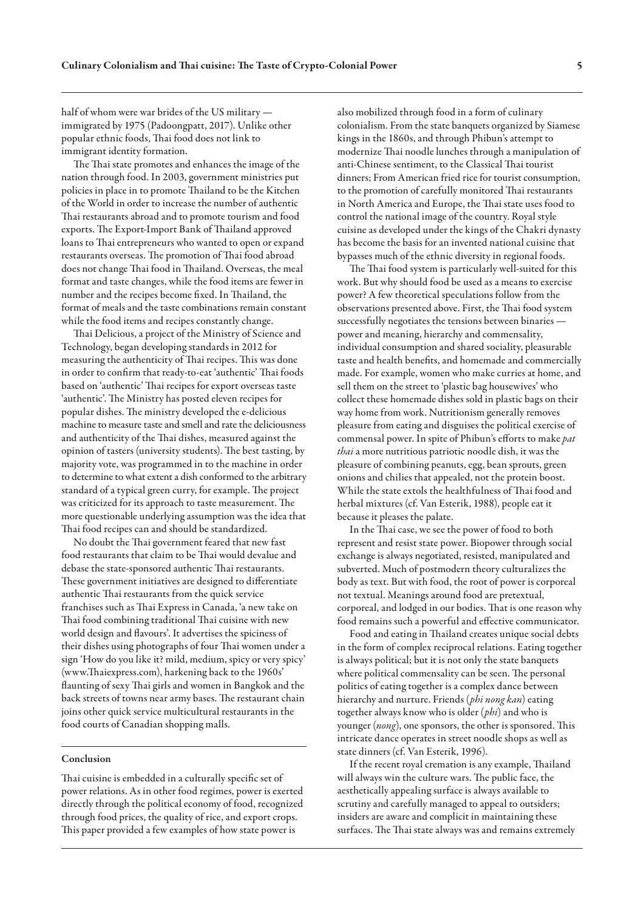half of whom were war brides of the US military — immigrated by 1975 (Padoongpatt, 2017). Unlike other popular ethnic foods, Thai food does not link to immigrant identity formation.

The Thai state promotes and enhances the image of the nation through food. In 2003, government ministries put policies in place in to promote Thailand to be the Kitchen of the World in order to increase the number of authentic Thai restaurants abroad and to promote tourism and food exports. The Export-Import Bank of Thailand approved loans to Thai entrepreneurs who wanted to open or expand restaurants overseas. The promotion of Thai food abroad does not change Thai food in Thailand. Overseas, the meal format and taste changes, while the food items are fewer in number and the recipes become fixed. In Thailand, the format of meals and the taste combinations remain constant while the food items and recipes constantly change.

Thai Delicious, a project of the Ministry of Science and Technology, began developing standards in 2012 for measuring the authenticity of Thai recipes. This was done in order to confirm that ready-to-eat 'authentic' Thai foods based on 'authentic' Thai recipes for export overseas taste 'authentic'. The Ministry has posted eleven recipes for popular dishes. The ministry developed the e-delicious machine to measure taste and smell and rate the deliciousness and authenticity of the Thai dishes, measured against the opinion of tasters (university students). The best tasting, by majority vote, was programmed in to the machine in order to determine to what extent a dish conformed to the arbitrary standard of a typical green curry, for example. The project was criticized for its approach to taste measurement. The more questionable underlying assumption was the idea that Thai food recipes can and should be standardized.

No doubt the Thai government feared that new fast food restaurants that claim to be Thai would devalue and debase the state-sponsored authentic Thai restaurants. These government initiatives are designed to differentiate authentic Thai restaurants from the quick service franchises such as Thai Express in Canada, 'a new take on Thai food combining traditional Thai cuisine with new world design and flavours'. It advertises the spiciness of their dishes using photographs of four Thai women under a sign 'How do you like it? mild, medium, spicy or very spicy' (www.Thaiexpress.com), harkening back to the 1960s' flaunting of sexy Thai girls and women in Bangkok and the back streets of towns near army bases. The restaurant chain joins other quick service multicultural restaurants in the food courts of Canadian shopping malls.

## Conclusion

Thai cuisine is embedded in a culturally specific set of power relations. As in other food regimes, power is exerted directly through the political economy of food, recognized through food prices, the quality of rice, and export crops. This paper provided a few examples of how state power is also mobilized through food in a form of culinary colonialism. From the state banquets organized by Siamese kings in the 1860s, and through Phibun's attempt to modernize Thai noodle lunches through a manipulation of anti-Chinese sentiment, to the Classical Thai tourist dinners; From American fried rice for tourist consumption, to the promotion of carefully monitored Thai restaurants in North America and Europe, the Thai state uses food to control the national image of the country. Royal style cuisine as developed under the kings of the Chakri dynasty has become the basis for an invented national cuisine that bypasses much of the ethnic diversity in regional foods.

The Thai food system is particularly well-suited for this work. But why should food be used as a means to exercise power? A few theoretical speculations follow from the observations presented above. First, the Thai food system successfully negotiates the tensions between binaries — power and meaning, hierarchy and commensality, individual consumption and shared sociality, pleasurable taste and health benefits, and homemade and commercially made. For example, women who make curries at home, and sell them on the street to 'plastic bag housewives' who collect these homemade dishes sold in plastic bags on their way home from work. Nutritionism generally removes pleasure from eating and disguises the political exercise of commensal power. In spite of Phibun's efforts to make *pat thai* a more nutritious patriotic noodle dish, it was the pleasure of combining peanuts, egg, bean sprouts, green onions and chilies that appealed, not the protein boost. While the state extols the healthfulness of Thai food and herbal mixtures (cf. Van Esterik, 1988), people eat it because it pleases the palate.

In the Thai case, we see the power of food to both represent and resist state power. Biopower through social exchange is always negotiated, resisted, manipulated and subverted. Much of postmodern theory culturalizes the body as text. But with food, the root of power is corporeal not textual. Meanings around food are pretextual, corporeal, and lodged in our bodies. That is one reason why food remains such a powerful and effective communicator.

Food and eating in Thailand creates unique social debts in the form of complex reciprocal relations. Eating together is always political; but it is not only the state banquets where political commensality can be seen. The personal politics of eating together is a complex dance between hierarchy and nurture. Friends (*phi nong kan*) eating together always know who is older (*phi*) and who is younger (*nong*), one sponsors, the other is sponsored. This intricate dance operates in street noodle shops as well as state dinners (cf. Van Esterik, 1996).

If the recent royal cremation is any example, Thailand will always win the culture wars. The public face, the aesthetically appealing surface is always available to scrutiny and carefully managed to appeal to outsiders; insiders are aware and complicit in maintaining these surfaces. The Thai state always was and remains extremely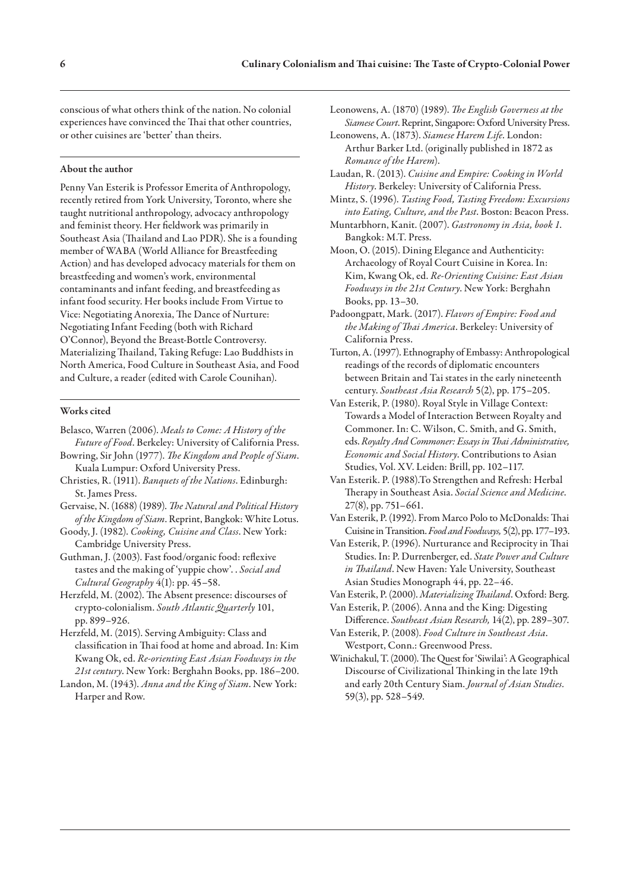conscious of what others think of the nation. No colonial experiences have convinced the Thai that other countries, or other cuisines are 'better' than theirs.

### About the author

Penny Van Esterik is Professor Emerita of Anthropology, recently retired from York University, Toronto, where she taught nutritional anthropology, advocacy anthropology and feminist theory. Her fieldwork was primarily in Southeast Asia (Thailand and Lao PDR). She is a founding member of WABA (World Alliance for Breastfeeding Action) and has developed advocacy materials for them on breastfeeding and women's work, environmental contaminants and infant feeding, and breastfeeding as infant food security. Her books include From Virtue to Vice: Negotiating Anorexia, The Dance of Nurture: Negotiating Infant Feeding (both with Richard O'Connor), Beyond the Breast-Bottle Controversy. Materializing Thailand, Taking Refuge: Lao Buddhists in North America, Food Culture in Southeast Asia, and Food and Culture, a reader (edited with Carole Counihan).

### Works cited

Belasco, Warren (2006). *Meals to Come: A History of the Future of Food*. Berkeley: University of California Press.

Bowring, Sir John (1977). *The Kingdom and People of Siam*. Kuala Lumpur: Oxford University Press.

Christies, R. (1911). *Banquets of the Nations*. Edinburgh: St. James Press.

Gervaise, N. (1688) (1989). *The Natural and Political History of the Kingdom of Siam*. Reprint, Bangkok: White Lotus.

Goody, J. (1982). *Cooking, Cuisine and Class*. New York: Cambridge University Press.

Guthman, J. (2003). Fast food/organic food: reflexive tastes and the making of 'yuppie chow'. . *Social and Cultural Geography* 4(1): pp. 45–58.

Herzfeld, M. (2002). The Absent presence: discourses of crypto-colonialism. *South Atlantic Quarterly* 101, pp. 899–926.

Herzfeld, M. (2015). Serving Ambiguity: Class and classification in Thai food at home and abroad. In: Kim Kwang Ok, ed. *Re-orienting East Asian Foodways in the 21st century*. New York: Berghahn Books, pp. 186–200.

Landon, M. (1943). *Anna and the King of Siam*. New York: Harper and Row.

Leonowens, A. (1870) (1989). *The English Governess at the Siamese Court*. Reprint, Singapore: Oxford University Press.

Leonowens, A. (1873). *Siamese Harem Life*. London: Arthur Barker Ltd. (originally published in 1872 as *Romance of the Harem*).

Laudan, R. (2013). *Cuisine and Empire: Cooking in World History*. Berkeley: University of California Press.

Mintz, S. (1996). *Tasting Food, Tasting Freedom: Excursions into Eating, Culture, and the Past*. Boston: Beacon Press.

Muntarbhorn, Kanit. (2007). *Gastronomy in Asia, book 1*. Bangkok: M.T. Press.

Moon, O. (2015). Dining Elegance and Authenticity: Archaeology of Royal Court Cuisine in Korea. In: Kim, Kwang Ok, ed. *Re-Orienting Cuisine: East Asian Foodways in the 21st Century*. New York: Berghahn Books, pp. 13–30.

Padoongpatt, Mark. (2017). *Flavors of Empire: Food and the Making of Thai America*. Berkeley: University of California Press.

Turton, A. (1997). Ethnography of Embassy: Anthropological readings of the records of diplomatic encounters between Britain and Tai states in the early nineteenth century. *Southeast Asia Research* 5(2), pp. 175–205.

Van Esterik, P. (1980). Royal Style in Village Context: Towards a Model of Interaction Between Royalty and Commoner. In: C. Wilson, C. Smith, and G. Smith, eds. *Royalty And Commoner: Essays in Thai Administrative, Economic and Social History*. Contributions to Asian Studies, Vol. XV. Leiden: Brill, pp. 102–117.

Van Esterik. P. (1988).To Strengthen and Refresh: Herbal Therapy in Southeast Asia. *Social Science and Medicine*. 27(8), pp. 751–661.

Van Esterik, P. (1992). From Marco Polo to McDonalds: Thai Cuisine in Transition. *Food and Foodways,* 5(2), pp. 177–193.

Van Esterik, P. (1996). Nurturance and Reciprocity in Thai Studies. In: P. Durrenberger, ed. *State Power and Culture in Thailand*. New Haven: Yale University, Southeast Asian Studies Monograph 44, pp. 22–46.

Van Esterik, P. (2000). *Materializing Thailand*. Oxford: Berg.

Van Esterik, P. (2006). Anna and the King: Digesting Difference. *Southeast Asian Research,* 14(2), pp. 289–307.

Van Esterik, P. (2008). *Food Culture in Southeast Asia*. Westport, Conn.: Greenwood Press.

Winichakul, T. (2000). The Quest for 'Siwilai': A Geographical Discourse of Civilizational Thinking in the late 19th and early 20th Century Siam. *Journal of Asian Studies*. 59(3), pp. 528–549.